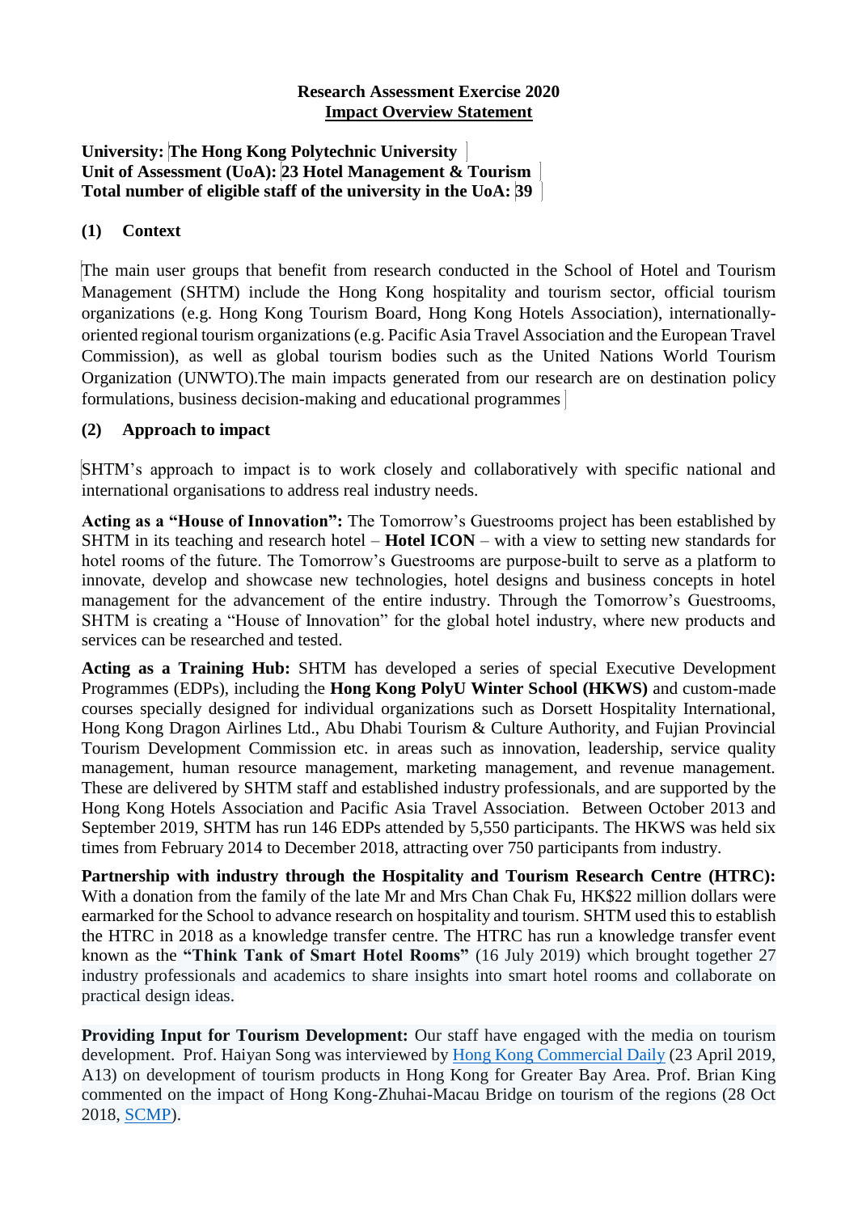**Research Assessment Exercise 2020**
**Impact Overview Statement**

**University: The Hong Kong Polytechnic University**
**Unit of Assessment (UoA): 23 Hotel Management & Tourism**
**Total number of eligible staff of the university in the UoA: 39**

## (1) Context

The main user groups that benefit from research conducted in the School of Hotel and Tourism Management (SHTM) include the Hong Kong hospitality and tourism sector, official tourism organizations (e.g. Hong Kong Tourism Board, Hong Kong Hotels Association), internationally-oriented regional tourism organizations (e.g. Pacific Asia Travel Association and the European Travel Commission), as well as global tourism bodies such as the United Nations World Tourism Organization (UNWTO).The main impacts generated from our research are on destination policy formulations, business decision-making and educational programmes

## (2) Approach to impact

SHTM's approach to impact is to work closely and collaboratively with specific national and international organisations to address real industry needs.

**Acting as a "House of Innovation":** The Tomorrow's Guestrooms project has been established by SHTM in its teaching and research hotel – **Hotel ICON** – with a view to setting new standards for hotel rooms of the future. The Tomorrow's Guestrooms are purpose-built to serve as a platform to innovate, develop and showcase new technologies, hotel designs and business concepts in hotel management for the advancement of the entire industry. Through the Tomorrow's Guestrooms, SHTM is creating a "House of Innovation" for the global hotel industry, where new products and services can be researched and tested.

**Acting as a Training Hub:** SHTM has developed a series of special Executive Development Programmes (EDPs), including the **Hong Kong PolyU Winter School (HKWS)** and custom-made courses specially designed for individual organizations such as Dorsett Hospitality International, Hong Kong Dragon Airlines Ltd., Abu Dhabi Tourism & Culture Authority, and Fujian Provincial Tourism Development Commission etc. in areas such as innovation, leadership, service quality management, human resource management, marketing management, and revenue management. These are delivered by SHTM staff and established industry professionals, and are supported by the Hong Kong Hotels Association and Pacific Asia Travel Association. Between October 2013 and September 2019, SHTM has run 146 EDPs attended by 5,550 participants. The HKWS was held six times from February 2014 to December 2018, attracting over 750 participants from industry.

**Partnership with industry through the Hospitality and Tourism Research Centre (HTRC):** With a donation from the family of the late Mr and Mrs Chan Chak Fu, HK$22 million dollars were earmarked for the School to advance research on hospitality and tourism. SHTM used this to establish the HTRC in 2018 as a knowledge transfer centre. The HTRC has run a knowledge transfer event known as the **"Think Tank of Smart Hotel Rooms"** (16 July 2019) which brought together 27 industry professionals and academics to share insights into smart hotel rooms and collaborate on practical design ideas.

**Providing Input for Tourism Development:** Our staff have engaged with the media on tourism development. Prof. Haiyan Song was interviewed by Hong Kong Commercial Daily (23 April 2019, A13) on development of tourism products in Hong Kong for Greater Bay Area. Prof. Brian King commented on the impact of Hong Kong-Zhuhai-Macau Bridge on tourism of the regions (28 Oct 2018, SCMP).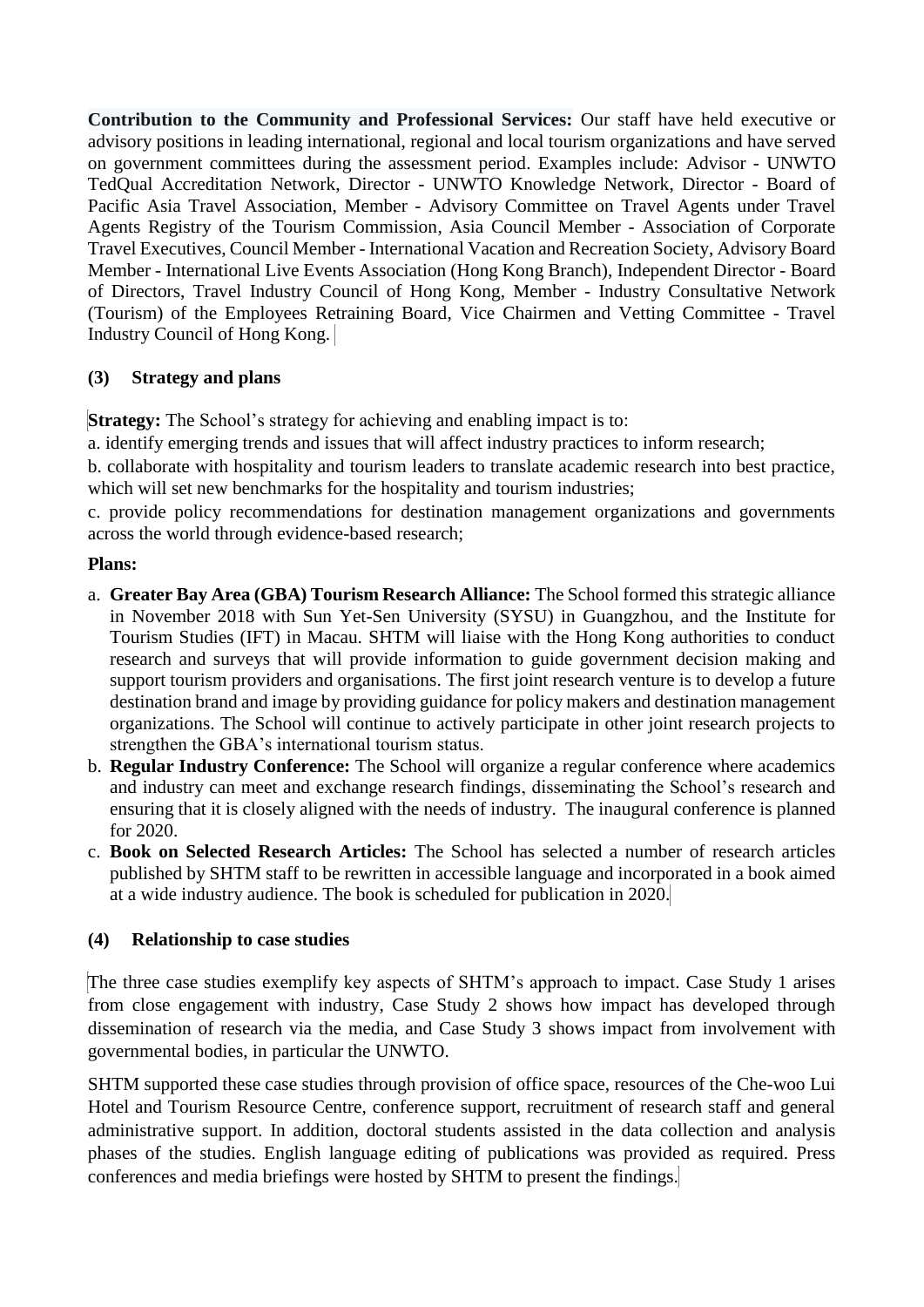**Contribution to the Community and Professional Services:** Our staff have held executive or advisory positions in leading international, regional and local tourism organizations and have served on government committees during the assessment period. Examples include: Advisor - UNWTO TedQual Accreditation Network, Director - UNWTO Knowledge Network, Director - Board of Pacific Asia Travel Association, Member - Advisory Committee on Travel Agents under Travel Agents Registry of the Tourism Commission, Asia Council Member - Association of Corporate Travel Executives, Council Member - International Vacation and Recreation Society, Advisory Board Member - International Live Events Association (Hong Kong Branch), Independent Director - Board of Directors, Travel Industry Council of Hong Kong, Member - Industry Consultative Network (Tourism) of the Employees Retraining Board, Vice Chairmen and Vetting Committee - Travel Industry Council of Hong Kong.

### (3) Strategy and plans

**Strategy:** The School's strategy for achieving and enabling impact is to:

a. identify emerging trends and issues that will affect industry practices to inform research;

b. collaborate with hospitality and tourism leaders to translate academic research into best practice, which will set new benchmarks for the hospitality and tourism industries;

c. provide policy recommendations for destination management organizations and governments across the world through evidence-based research;

**Plans:**

a. **Greater Bay Area (GBA) Tourism Research Alliance:** The School formed this strategic alliance in November 2018 with Sun Yet-Sen University (SYSU) in Guangzhou, and the Institute for Tourism Studies (IFT) in Macau. SHTM will liaise with the Hong Kong authorities to conduct research and surveys that will provide information to guide government decision making and support tourism providers and organisations. The first joint research venture is to develop a future destination brand and image by providing guidance for policy makers and destination management organizations. The School will continue to actively participate in other joint research projects to strengthen the GBA's international tourism status.
b. **Regular Industry Conference:** The School will organize a regular conference where academics and industry can meet and exchange research findings, disseminating the School's research and ensuring that it is closely aligned with the needs of industry. The inaugural conference is planned for 2020.
c. **Book on Selected Research Articles:** The School has selected a number of research articles published by SHTM staff to be rewritten in accessible language and incorporated in a book aimed at a wide industry audience. The book is scheduled for publication in 2020.

### (4) Relationship to case studies

The three case studies exemplify key aspects of SHTM's approach to impact. Case Study 1 arises from close engagement with industry, Case Study 2 shows how impact has developed through dissemination of research via the media, and Case Study 3 shows impact from involvement with governmental bodies, in particular the UNWTO.

SHTM supported these case studies through provision of office space, resources of the Che-woo Lui Hotel and Tourism Resource Centre, conference support, recruitment of research staff and general administrative support. In addition, doctoral students assisted in the data collection and analysis phases of the studies. English language editing of publications was provided as required. Press conferences and media briefings were hosted by SHTM to present the findings.